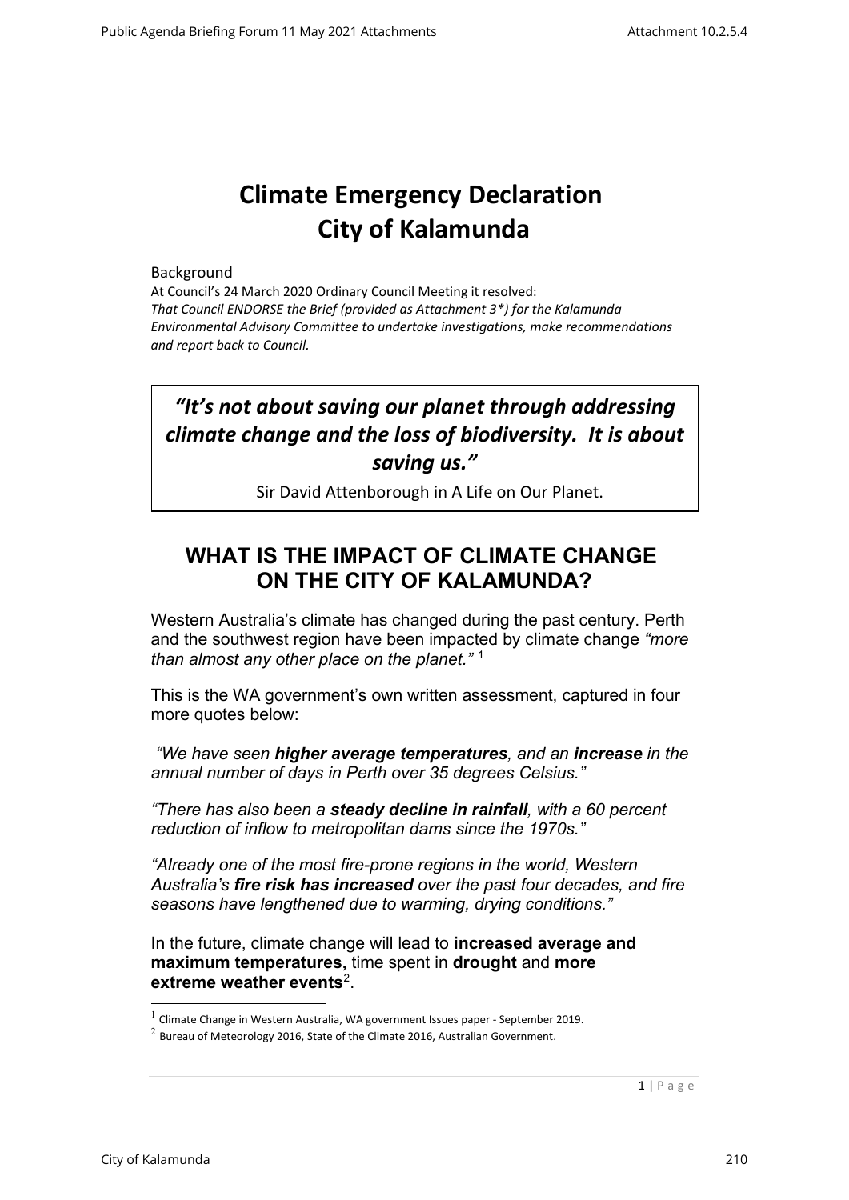# Climate Emergency Declaration City of Kalamunda

Background

At Council's 24 March 2020 Ordinary Council Meeting it resolved:

*That Council ENDORSE the Brief (provided as Attachment 3*) for the Kalamunda Environmental Advisory Committee to undertake investigations, make recommendations and report back to Council.*

> ***"It's not about saving our planet through addressing climate change and the loss of biodiversity. It is about saving us."***
>
> Sir David Attenborough in A Life on Our Planet.

## WHAT IS THE IMPACT OF CLIMATE CHANGE ON THE CITY OF KALAMUNDA?

Western Australia's climate has changed during the past century. Perth and the southwest region have been impacted by climate change *"more than almost any other place on the planet."* [1]

This is the WA government's own written assessment, captured in four more quotes below:

*"We have seen **higher average temperatures**, and an **increase** in the annual number of days in Perth over 35 degrees Celsius."*

*"There has also been a **steady decline in rainfall**, with a 60 percent reduction of inflow to metropolitan dams since the 1970s."*

*"Already one of the most fire-prone regions in the world, Western Australia's **fire risk has increased** over the past four decades, and fire seasons have lengthened due to warming, drying conditions."*

In the future, climate change will lead to **increased average and maximum temperatures,** time spent in **drought** and **more extreme weather events**[2].

[1] Climate Change in Western Australia, WA government Issues paper - September 2019.

[2] Bureau of Meteorology 2016, State of the Climate 2016, Australian Government.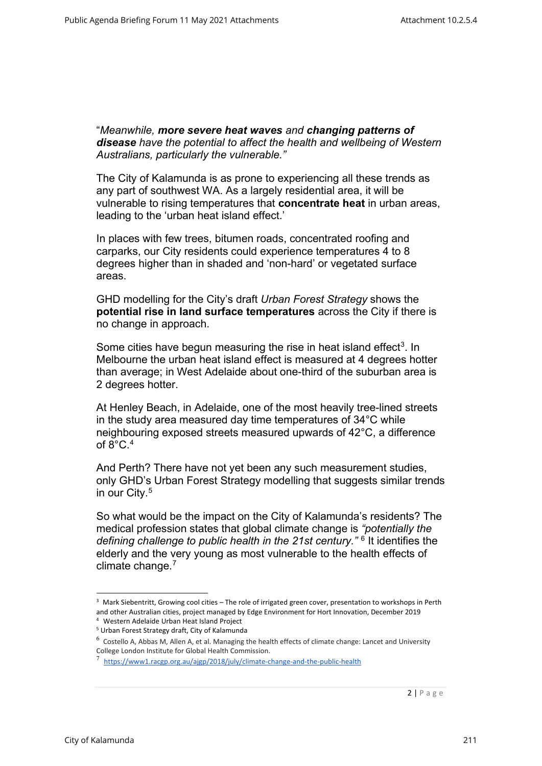"*Meanwhile, **more severe heat waves** and **changing patterns of disease** have the potential to affect the health and wellbeing of Western Australians, particularly the vulnerable."*

The City of Kalamunda is as prone to experiencing all these trends as any part of southwest WA. As a largely residential area, it will be vulnerable to rising temperatures that **concentrate heat** in urban areas, leading to the 'urban heat island effect.'

In places with few trees, bitumen roads, concentrated roofing and carparks, our City residents could experience temperatures 4 to 8 degrees higher than in shaded and 'non-hard' or vegetated surface areas.

GHD modelling for the City's draft *Urban Forest Strategy* shows the **potential rise in land surface temperatures** across the City if there is no change in approach.

Some cities have begun measuring the rise in heat island effect[3]. In Melbourne the urban heat island effect is measured at 4 degrees hotter than average; in West Adelaide about one-third of the suburban area is 2 degrees hotter.

At Henley Beach, in Adelaide, one of the most heavily tree-lined streets in the study area measured day time temperatures of 34°C while neighbouring exposed streets measured upwards of 42°C, a difference of 8°C.[4]

And Perth? There have not yet been any such measurement studies, only GHD's Urban Forest Strategy modelling that suggests similar trends in our City.[5]

So what would be the impact on the City of Kalamunda's residents? The medical profession states that global climate change is *"potentially the defining challenge to public health in the 21st century."* [6] It identifies the elderly and the very young as most vulnerable to the health effects of climate change.[7]

---

[3] Mark Siebentritt, Growing cool cities – The role of irrigated green cover, presentation to workshops in Perth and other Australian cities, project managed by Edge Environment for Hort Innovation, December 2019

[4] Western Adelaide Urban Heat Island Project

[5] Urban Forest Strategy draft, City of Kalamunda

[6] Costello A, Abbas M, Allen A, et al. Managing the health effects of climate change: Lancet and University College London Institute for Global Health Commission.

[7] https://www1.racgp.org.au/ajgp/2018/july/climate-change-and-the-public-health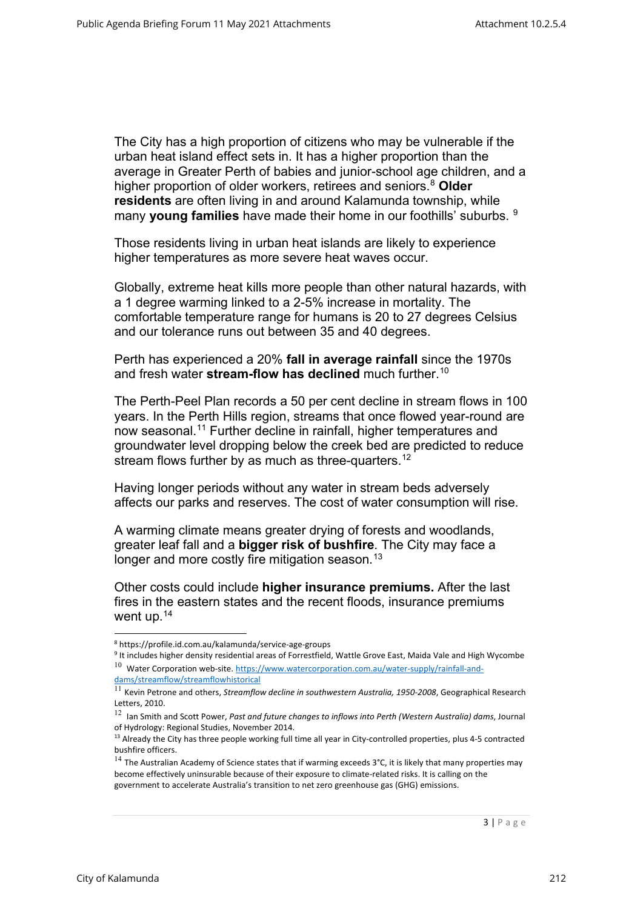The City has a high proportion of citizens who may be vulnerable if the urban heat island effect sets in. It has a higher proportion than the average in Greater Perth of babies and junior-school age children, and a higher proportion of older workers, retirees and seniors.[8] **Older residents** are often living in and around Kalamunda township, while many **young families** have made their home in our foothills' suburbs. [9]

Those residents living in urban heat islands are likely to experience higher temperatures as more severe heat waves occur.

Globally, extreme heat kills more people than other natural hazards, with a 1 degree warming linked to a 2-5% increase in mortality. The comfortable temperature range for humans is 20 to 27 degrees Celsius and our tolerance runs out between 35 and 40 degrees.

Perth has experienced a 20% **fall in average rainfall** since the 1970s and fresh water **stream-flow has declined** much further.[10]

The Perth-Peel Plan records a 50 per cent decline in stream flows in 100 years. In the Perth Hills region, streams that once flowed year-round are now seasonal.[11] Further decline in rainfall, higher temperatures and groundwater level dropping below the creek bed are predicted to reduce stream flows further by as much as three-quarters.[12]

Having longer periods without any water in stream beds adversely affects our parks and reserves. The cost of water consumption will rise.

A warming climate means greater drying of forests and woodlands, greater leaf fall and a **bigger risk of bushfire**. The City may face a longer and more costly fire mitigation season.[13]

Other costs could include **higher insurance premiums.** After the last fires in the eastern states and the recent floods, insurance premiums went up.[14]

---

[8] https://profile.id.com.au/kalamunda/service-age-groups

[9] It includes higher density residential areas of Forrestfield, Wattle Grove East, Maida Vale and High Wycombe

[10] Water Corporation web-site. https://www.watercorporation.com.au/water-supply/rainfall-and-dams/streamflow/streamflowhistorical

[11] Kevin Petrone and others, *Streamflow decline in southwestern Australia, 1950-2008*, Geographical Research Letters, 2010.

[12] Ian Smith and Scott Power, *Past and future changes to inflows into Perth (Western Australia) dams*, Journal of Hydrology: Regional Studies, November 2014.

[13] Already the City has three people working full time all year in City-controlled properties, plus 4-5 contracted bushfire officers.

[14] The Australian Academy of Science states that if warming exceeds 3°C, it is likely that many properties may become effectively uninsurable because of their exposure to climate-related risks. It is calling on the government to accelerate Australia's transition to net zero greenhouse gas (GHG) emissions.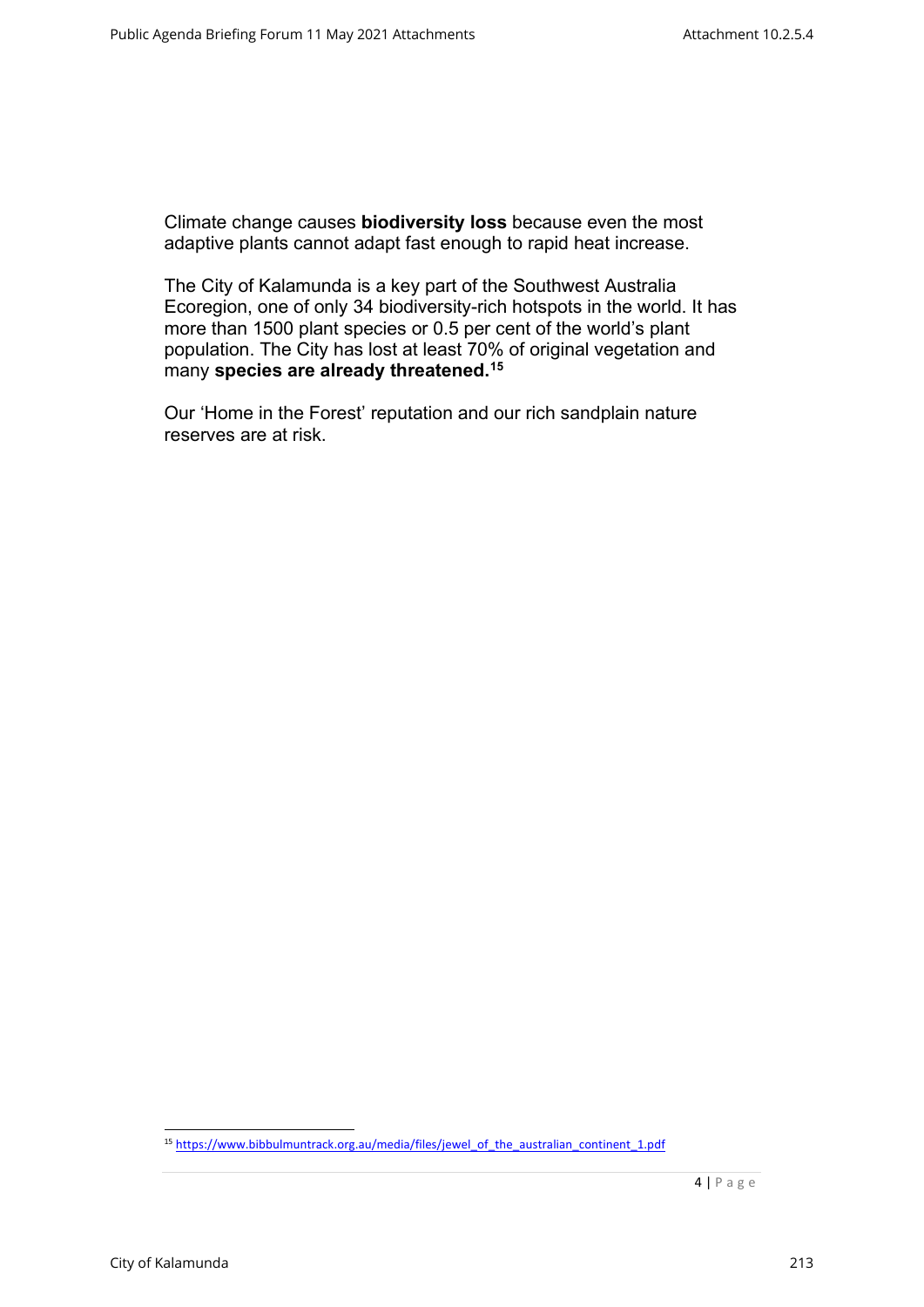Climate change causes **biodiversity loss** because even the most adaptive plants cannot adapt fast enough to rapid heat increase.

The City of Kalamunda is a key part of the Southwest Australia Ecoregion, one of only 34 biodiversity-rich hotspots in the world. It has more than 1500 plant species or 0.5 per cent of the world's plant population. The City has lost at least 70% of original vegetation and many **species are already threatened.**[15]

Our 'Home in the Forest' reputation and our rich sandplain nature reserves are at risk.

[15] https://www.bibbulmuntrack.org.au/media/files/jewel_of_the_australian_continent_1.pdf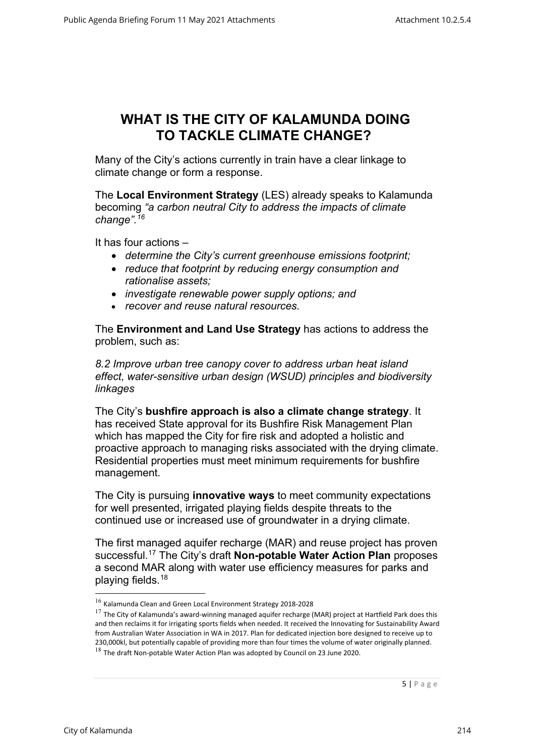# WHAT IS THE CITY OF KALAMUNDA DOING TO TACKLE CLIMATE CHANGE?

Many of the City's actions currently in train have a clear linkage to climate change or form a response.

The **Local Environment Strategy** (LES) already speaks to Kalamunda becoming *"a carbon neutral City to address the impacts of climate change".*[16]

It has four actions –

- *determine the City's current greenhouse emissions footprint;*
- *reduce that footprint by reducing energy consumption and rationalise assets;*
- *investigate renewable power supply options; and*
- *recover and reuse natural resources.*

The **Environment and Land Use Strategy** has actions to address the problem, such as:

*8.2 Improve urban tree canopy cover to address urban heat island effect, water-sensitive urban design (WSUD) principles and biodiversity linkages*

The City's **bushfire approach is also a climate change strategy**. It has received State approval for its Bushfire Risk Management Plan which has mapped the City for fire risk and adopted a holistic and proactive approach to managing risks associated with the drying climate. Residential properties must meet minimum requirements for bushfire management.

The City is pursuing **innovative ways** to meet community expectations for well presented, irrigated playing fields despite threats to the continued use or increased use of groundwater in a drying climate.

The first managed aquifer recharge (MAR) and reuse project has proven successful.[17] The City's draft **Non-potable Water Action Plan** proposes a second MAR along with water use efficiency measures for parks and playing fields.[18]

---

[16] Kalamunda Clean and Green Local Environment Strategy 2018-2028

[17] The City of Kalamunda's award-winning managed aquifer recharge (MAR) project at Hartfield Park does this and then reclaims it for irrigating sports fields when needed. It received the Innovating for Sustainability Award from Australian Water Association in WA in 2017. Plan for dedicated injection bore designed to receive up to 230,000kl, but potentially capable of providing more than four times the volume of water originally planned.

[18] The draft Non-potable Water Action Plan was adopted by Council on 23 June 2020.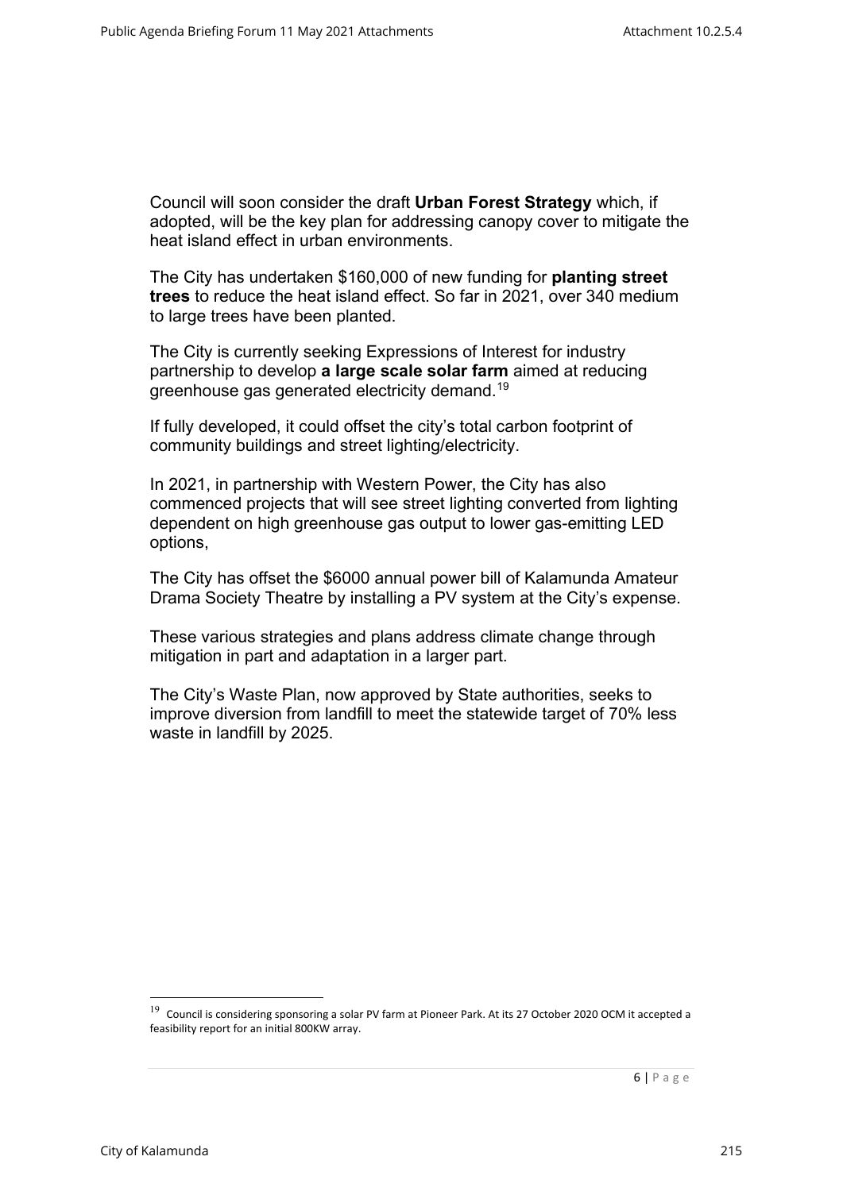Council will soon consider the draft **Urban Forest Strategy** which, if adopted, will be the key plan for addressing canopy cover to mitigate the heat island effect in urban environments.

The City has undertaken $160,000 of new funding for **planting street trees** to reduce the heat island effect. So far in 2021, over 340 medium to large trees have been planted.

The City is currently seeking Expressions of Interest for industry partnership to develop **a large scale solar farm** aimed at reducing greenhouse gas generated electricity demand.[19]

If fully developed, it could offset the city's total carbon footprint of community buildings and street lighting/electricity.

In 2021, in partnership with Western Power, the City has also commenced projects that will see street lighting converted from lighting dependent on high greenhouse gas output to lower gas-emitting LED options,

The City has offset the $6000 annual power bill of Kalamunda Amateur Drama Society Theatre by installing a PV system at the City's expense.

These various strategies and plans address climate change through mitigation in part and adaptation in a larger part.

The City's Waste Plan, now approved by State authorities, seeks to improve diversion from landfill to meet the statewide target of 70% less waste in landfill by 2025.

---

[19] Council is considering sponsoring a solar PV farm at Pioneer Park. At its 27 October 2020 OCM it accepted a feasibility report for an initial 800KW array.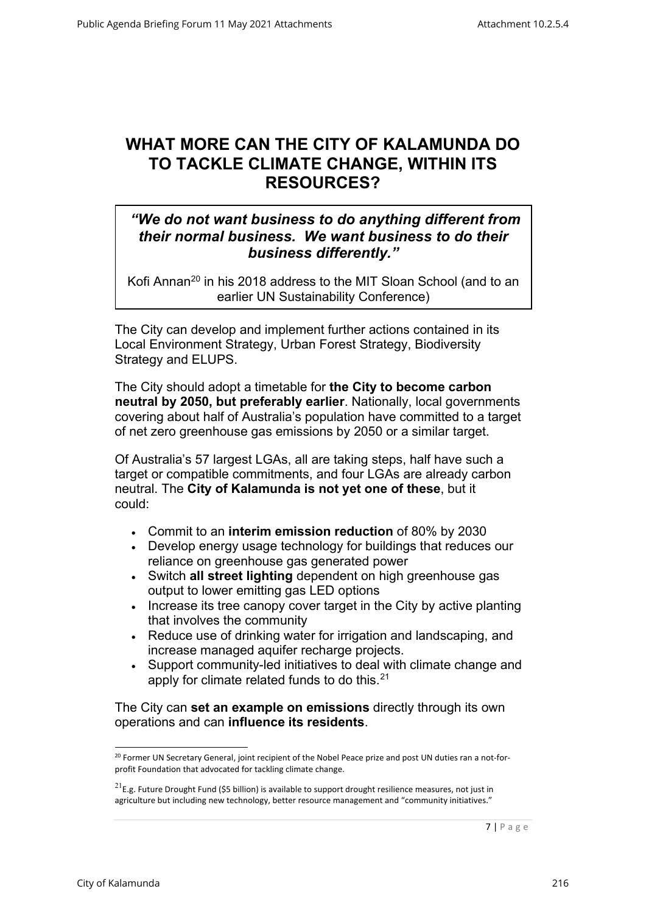# WHAT MORE CAN THE CITY OF KALAMUNDA DO TO TACKLE CLIMATE CHANGE, WITHIN ITS RESOURCES?

> ***"We do not want business to do anything different from their normal business. We want business to do their business differently."***
>
> Kofi Annan[20] in his 2018 address to the MIT Sloan School (and to an earlier UN Sustainability Conference)

The City can develop and implement further actions contained in its Local Environment Strategy, Urban Forest Strategy, Biodiversity Strategy and ELUPS.

The City should adopt a timetable for **the City to become carbon neutral by 2050, but preferably earlier**. Nationally, local governments covering about half of Australia's population have committed to a target of net zero greenhouse gas emissions by 2050 or a similar target.

Of Australia's 57 largest LGAs, all are taking steps, half have such a target or compatible commitments, and four LGAs are already carbon neutral. The **City of Kalamunda is not yet one of these**, but it could:

- Commit to an **interim emission reduction** of 80% by 2030
- Develop energy usage technology for buildings that reduces our reliance on greenhouse gas generated power
- Switch **all street lighting** dependent on high greenhouse gas output to lower emitting gas LED options
- Increase its tree canopy cover target in the City by active planting that involves the community
- Reduce use of drinking water for irrigation and landscaping, and increase managed aquifer recharge projects.
- Support community-led initiatives to deal with climate change and apply for climate related funds to do this.[21]

The City can **set an example on emissions** directly through its own operations and can **influence its residents**.

---

[20] Former UN Secretary General, joint recipient of the Nobel Peace prize and post UN duties ran a not-for-profit Foundation that advocated for tackling climate change.

[21] E.g. Future Drought Fund ($5 billion) is available to support drought resilience measures, not just in agriculture but including new technology, better resource management and "community initiatives."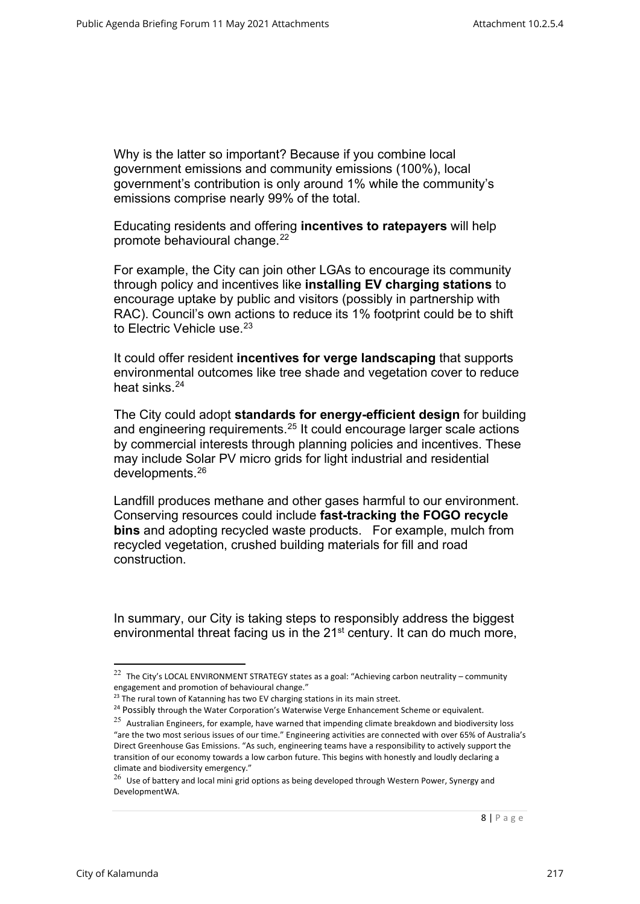Why is the latter so important? Because if you combine local government emissions and community emissions (100%), local government's contribution is only around 1% while the community's emissions comprise nearly 99% of the total.

Educating residents and offering **incentives to ratepayers** will help promote behavioural change.[22]

For example, the City can join other LGAs to encourage its community through policy and incentives like **installing EV charging stations** to encourage uptake by public and visitors (possibly in partnership with RAC). Council's own actions to reduce its 1% footprint could be to shift to Electric Vehicle use.[23]

It could offer resident **incentives for verge landscaping** that supports environmental outcomes like tree shade and vegetation cover to reduce heat sinks.[24]

The City could adopt **standards for energy-efficient design** for building and engineering requirements.[25] It could encourage larger scale actions by commercial interests through planning policies and incentives. These may include Solar PV micro grids for light industrial and residential developments.[26]

Landfill produces methane and other gases harmful to our environment. Conserving resources could include **fast-tracking the FOGO recycle bins** and adopting recycled waste products. For example, mulch from recycled vegetation, crushed building materials for fill and road construction.

In summary, our City is taking steps to responsibly address the biggest environmental threat facing us in the 21st century. It can do much more,

---

[22] The City's LOCAL ENVIRONMENT STRATEGY states as a goal: "Achieving carbon neutrality – community engagement and promotion of behavioural change."

[23] The rural town of Katanning has two EV charging stations in its main street.

[24] Possibly through the Water Corporation's Waterwise Verge Enhancement Scheme or equivalent.

[25] Australian Engineers, for example, have warned that impending climate breakdown and biodiversity loss "are the two most serious issues of our time." Engineering activities are connected with over 65% of Australia's Direct Greenhouse Gas Emissions. "As such, engineering teams have a responsibility to actively support the transition of our economy towards a low carbon future. This begins with honestly and loudly declaring a climate and biodiversity emergency."

[26] Use of battery and local mini grid options as being developed through Western Power, Synergy and DevelopmentWA.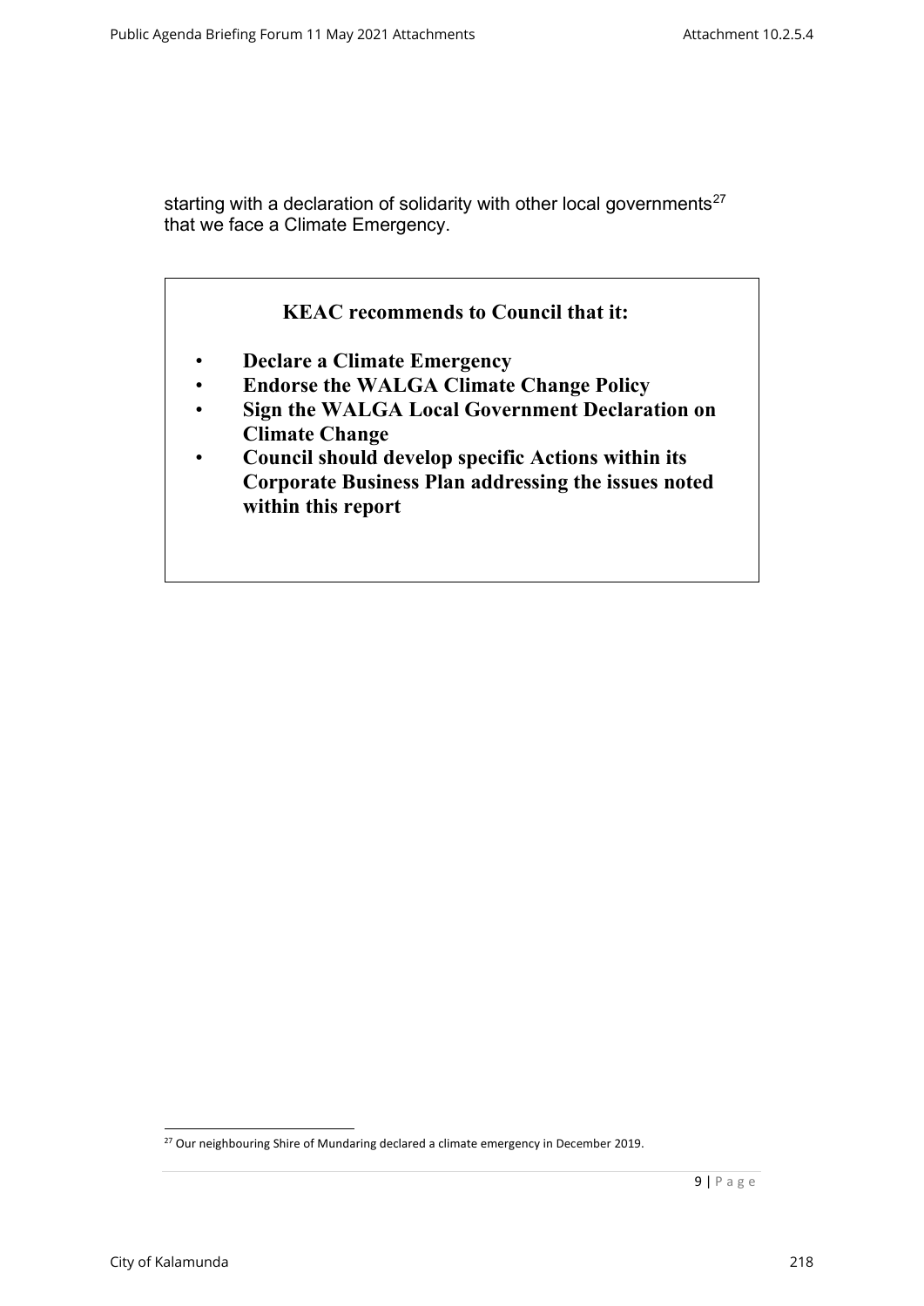starting with a declaration of solidarity with other local governments[27] that we face a Climate Emergency.

**KEAC recommends to Council that it:**

- **Declare a Climate Emergency**
- **Endorse the WALGA Climate Change Policy**
- **Sign the WALGA Local Government Declaration on Climate Change**
- **Council should develop specific Actions within its Corporate Business Plan addressing the issues noted within this report**

[27] Our neighbouring Shire of Mundaring declared a climate emergency in December 2019.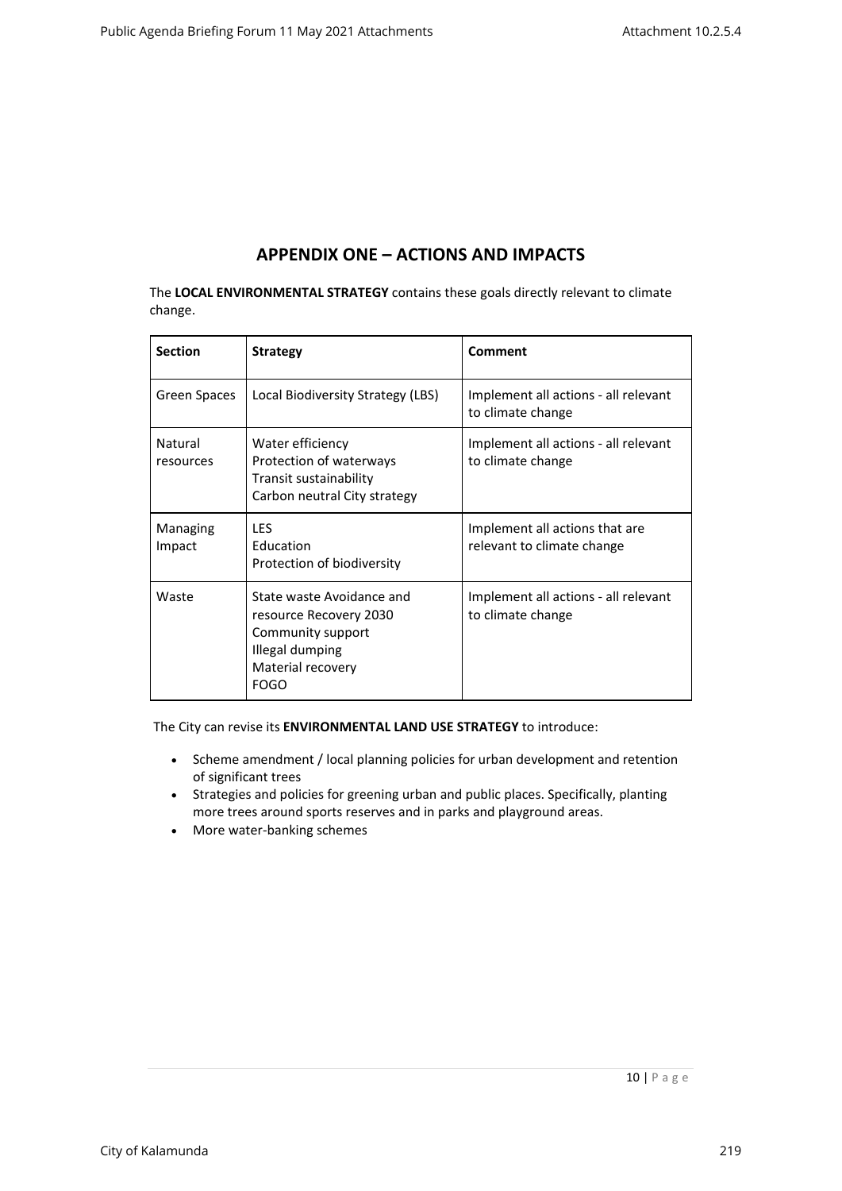# APPENDIX ONE – ACTIONS AND IMPACTS

The **LOCAL ENVIRONMENTAL STRATEGY** contains these goals directly relevant to climate change.

| Section | Strategy | Comment |
|---|---|---|
| Green Spaces | Local Biodiversity Strategy (LBS) | Implement all actions - all relevant to climate change |
| Natural resources | Water efficiency<br>Protection of waterways<br>Transit sustainability<br>Carbon neutral City strategy | Implement all actions - all relevant to climate change |
| Managing Impact | LES<br>Education<br>Protection of biodiversity | Implement all actions that are relevant to climate change |
| Waste | State waste Avoidance and resource Recovery 2030<br>Community support<br>Illegal dumping<br>Material recovery<br>FOGO | Implement all actions - all relevant to climate change |

The City can revise its **ENVIRONMENTAL LAND USE STRATEGY** to introduce:

- Scheme amendment / local planning policies for urban development and retention of significant trees
- Strategies and policies for greening urban and public places. Specifically, planting more trees around sports reserves and in parks and playground areas.
- More water-banking schemes